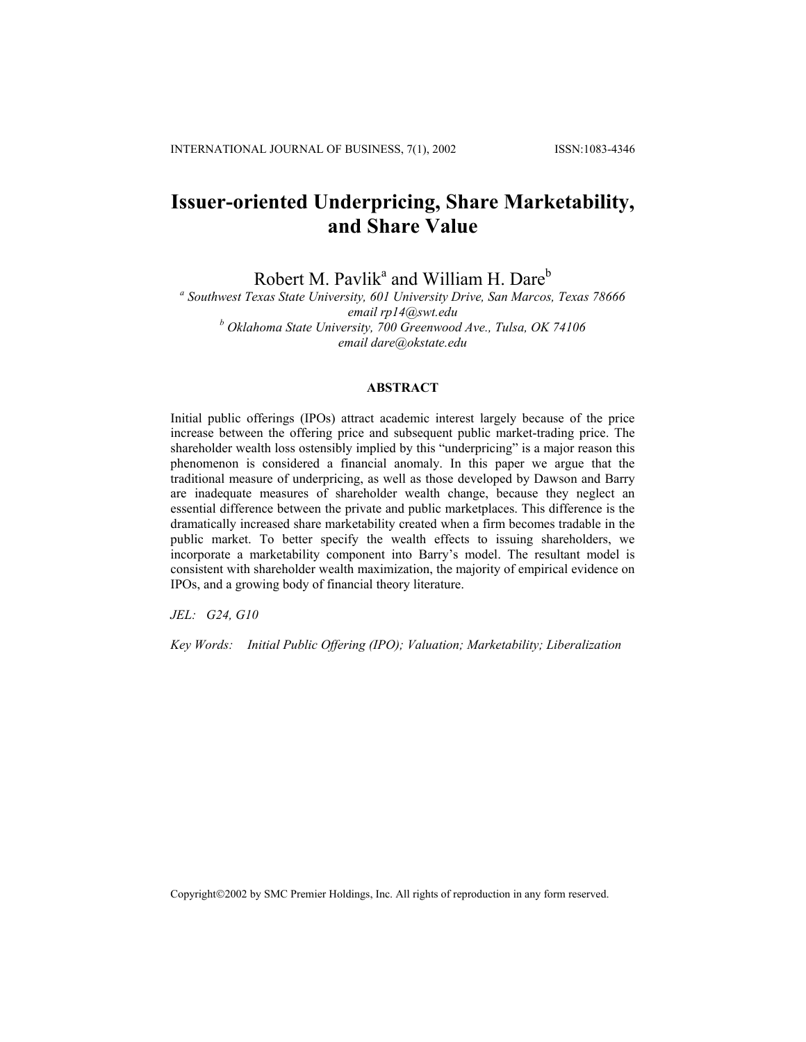# Issuer-oriented Underpricing, Share Marketability, and Share Value

Robert M. Pavlik[a] and William H. Dare[b]

[a] *Southwest Texas State University, 601 University Drive, San Marcos, Texas 78666*
*email rp14@swt.edu*
[b] *Oklahoma State University, 700 Greenwood Ave., Tulsa, OK 74106*
*email dare@okstate.edu*

## ABSTRACT

Initial public offerings (IPOs) attract academic interest largely because of the price increase between the offering price and subsequent public market-trading price. The shareholder wealth loss ostensibly implied by this "underpricing" is a major reason this phenomenon is considered a financial anomaly. In this paper we argue that the traditional measure of underpricing, as well as those developed by Dawson and Barry are inadequate measures of shareholder wealth change, because they neglect an essential difference between the private and public marketplaces. This difference is the dramatically increased share marketability created when a firm becomes tradable in the public market. To better specify the wealth effects to issuing shareholders, we incorporate a marketability component into Barry's model. The resultant model is consistent with shareholder wealth maximization, the majority of empirical evidence on IPOs, and a growing body of financial theory literature.

*JEL:* *G24, G10*

*Key Words:* *Initial Public Offering (IPO); Valuation; Marketability; Liberalization*

Copyright©2002 by SMC Premier Holdings, Inc. All rights of reproduction in any form reserved.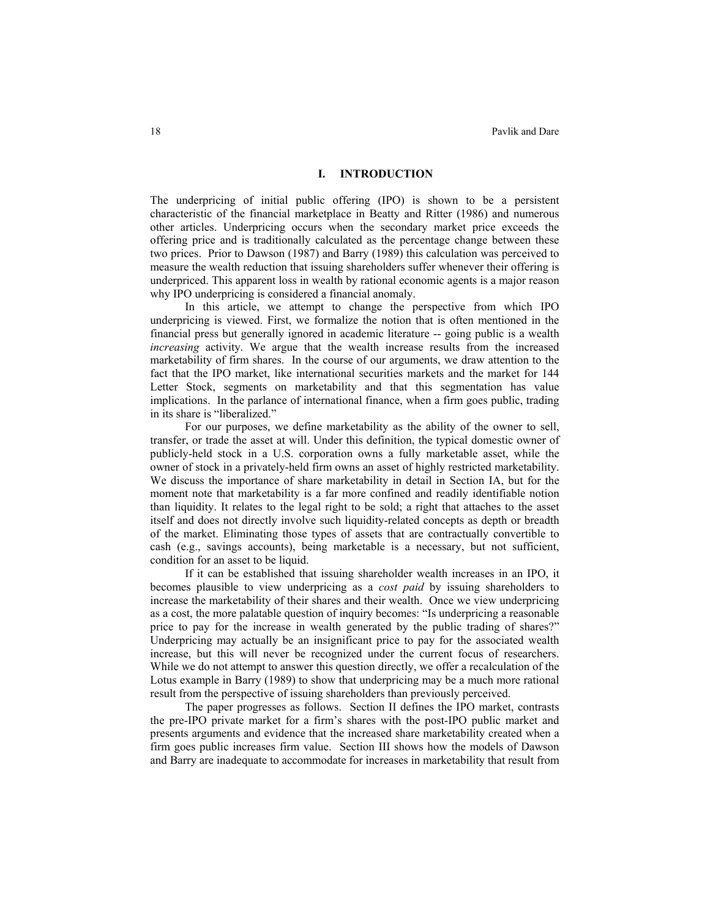## I. INTRODUCTION

The underpricing of initial public offering (IPO) is shown to be a persistent characteristic of the financial marketplace in Beatty and Ritter (1986) and numerous other articles. Underpricing occurs when the secondary market price exceeds the offering price and is traditionally calculated as the percentage change between these two prices. Prior to Dawson (1987) and Barry (1989) this calculation was perceived to measure the wealth reduction that issuing shareholders suffer whenever their offering is underpriced. This apparent loss in wealth by rational economic agents is a major reason why IPO underpricing is considered a financial anomaly.

In this article, we attempt to change the perspective from which IPO underpricing is viewed. First, we formalize the notion that is often mentioned in the financial press but generally ignored in academic literature -- going public is a wealth *increasing* activity. We argue that the wealth increase results from the increased marketability of firm shares. In the course of our arguments, we draw attention to the fact that the IPO market, like international securities markets and the market for 144 Letter Stock, segments on marketability and that this segmentation has value implications. In the parlance of international finance, when a firm goes public, trading in its share is "liberalized."

For our purposes, we define marketability as the ability of the owner to sell, transfer, or trade the asset at will. Under this definition, the typical domestic owner of publicly-held stock in a U.S. corporation owns a fully marketable asset, while the owner of stock in a privately-held firm owns an asset of highly restricted marketability. We discuss the importance of share marketability in detail in Section IA, but for the moment note that marketability is a far more confined and readily identifiable notion than liquidity. It relates to the legal right to be sold; a right that attaches to the asset itself and does not directly involve such liquidity-related concepts as depth or breadth of the market. Eliminating those types of assets that are contractually convertible to cash (e.g., savings accounts), being marketable is a necessary, but not sufficient, condition for an asset to be liquid.

If it can be established that issuing shareholder wealth increases in an IPO, it becomes plausible to view underpricing as a *cost paid* by issuing shareholders to increase the marketability of their shares and their wealth. Once we view underpricing as a cost, the more palatable question of inquiry becomes: "Is underpricing a reasonable price to pay for the increase in wealth generated by the public trading of shares?" Underpricing may actually be an insignificant price to pay for the associated wealth increase, but this will never be recognized under the current focus of researchers. While we do not attempt to answer this question directly, we offer a recalculation of the Lotus example in Barry (1989) to show that underpricing may be a much more rational result from the perspective of issuing shareholders than previously perceived.

The paper progresses as follows. Section II defines the IPO market, contrasts the pre-IPO private market for a firm's shares with the post-IPO public market and presents arguments and evidence that the increased share marketability created when a firm goes public increases firm value. Section III shows how the models of Dawson and Barry are inadequate to accommodate for increases in marketability that result from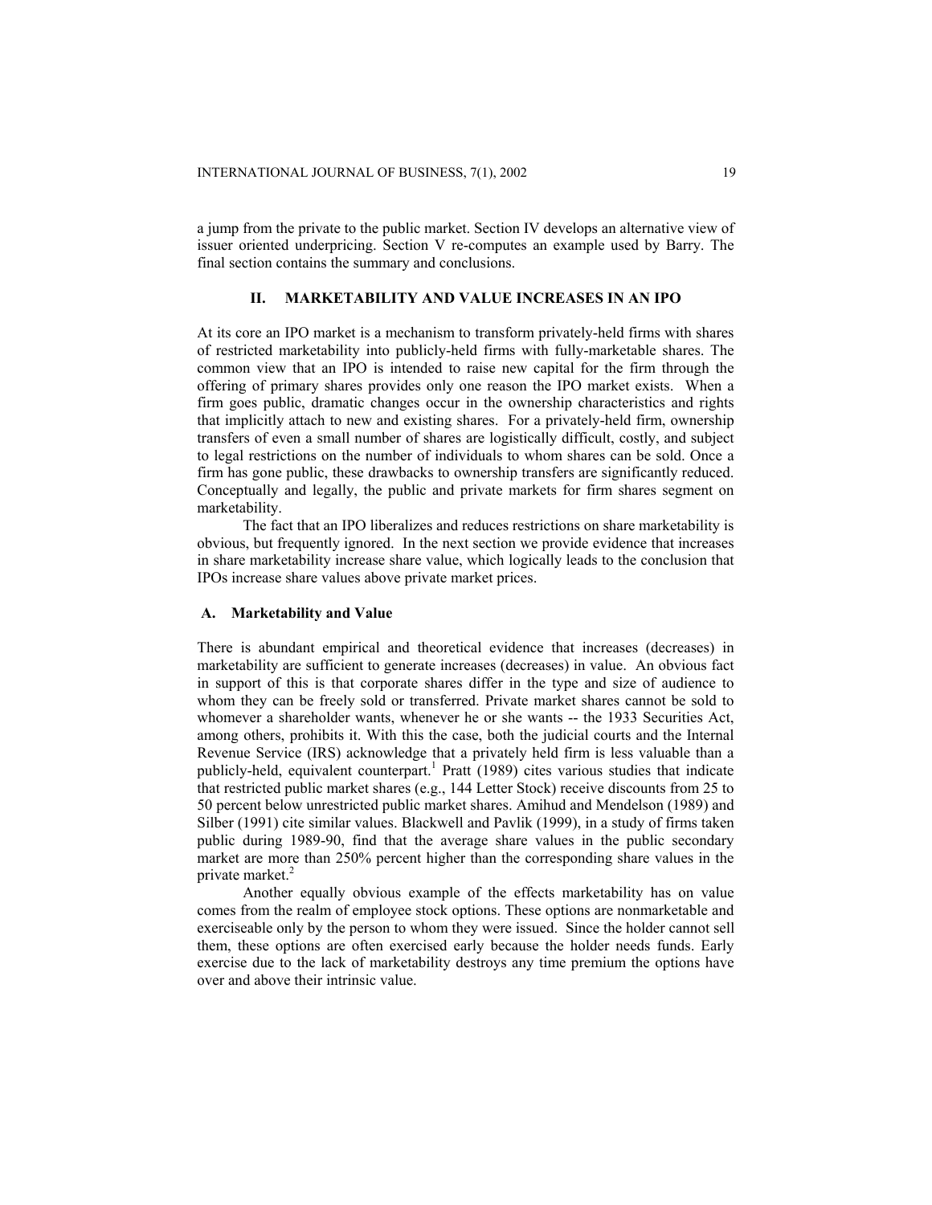a jump from the private to the public market. Section IV develops an alternative view of issuer oriented underpricing. Section V re-computes an example used by Barry. The final section contains the summary and conclusions.

## II. MARKETABILITY AND VALUE INCREASES IN AN IPO

At its core an IPO market is a mechanism to transform privately-held firms with shares of restricted marketability into publicly-held firms with fully-marketable shares. The common view that an IPO is intended to raise new capital for the firm through the offering of primary shares provides only one reason the IPO market exists. When a firm goes public, dramatic changes occur in the ownership characteristics and rights that implicitly attach to new and existing shares. For a privately-held firm, ownership transfers of even a small number of shares are logistically difficult, costly, and subject to legal restrictions on the number of individuals to whom shares can be sold. Once a firm has gone public, these drawbacks to ownership transfers are significantly reduced. Conceptually and legally, the public and private markets for firm shares segment on marketability.

The fact that an IPO liberalizes and reduces restrictions on share marketability is obvious, but frequently ignored. In the next section we provide evidence that increases in share marketability increase share value, which logically leads to the conclusion that IPOs increase share values above private market prices.

### A. Marketability and Value

There is abundant empirical and theoretical evidence that increases (decreases) in marketability are sufficient to generate increases (decreases) in value. An obvious fact in support of this is that corporate shares differ in the type and size of audience to whom they can be freely sold or transferred. Private market shares cannot be sold to whomever a shareholder wants, whenever he or she wants -- the 1933 Securities Act, among others, prohibits it. With this the case, both the judicial courts and the Internal Revenue Service (IRS) acknowledge that a privately held firm is less valuable than a publicly-held, equivalent counterpart.[1] Pratt (1989) cites various studies that indicate that restricted public market shares (e.g., 144 Letter Stock) receive discounts from 25 to 50 percent below unrestricted public market shares. Amihud and Mendelson (1989) and Silber (1991) cite similar values. Blackwell and Pavlik (1999), in a study of firms taken public during 1989-90, find that the average share values in the public secondary market are more than 250% percent higher than the corresponding share values in the private market.[2]

Another equally obvious example of the effects marketability has on value comes from the realm of employee stock options. These options are nonmarketable and exerciseable only by the person to whom they were issued. Since the holder cannot sell them, these options are often exercised early because the holder needs funds. Early exercise due to the lack of marketability destroys any time premium the options have over and above their intrinsic value.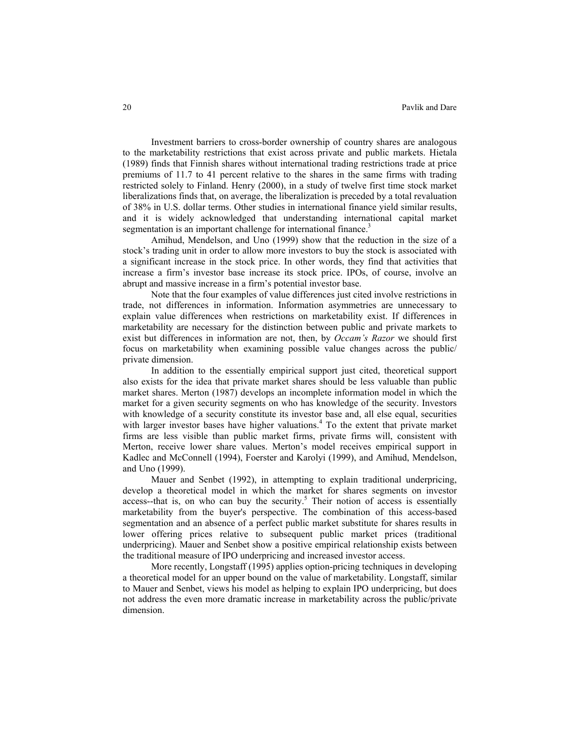Investment barriers to cross-border ownership of country shares are analogous to the marketability restrictions that exist across private and public markets. Hietala (1989) finds that Finnish shares without international trading restrictions trade at price premiums of 11.7 to 41 percent relative to the shares in the same firms with trading restricted solely to Finland. Henry (2000), in a study of twelve first time stock market liberalizations finds that, on average, the liberalization is preceded by a total revaluation of 38% in U.S. dollar terms. Other studies in international finance yield similar results, and it is widely acknowledged that understanding international capital market segmentation is an important challenge for international finance.[3]

Amihud, Mendelson, and Uno (1999) show that the reduction in the size of a stock's trading unit in order to allow more investors to buy the stock is associated with a significant increase in the stock price. In other words, they find that activities that increase a firm's investor base increase its stock price. IPOs, of course, involve an abrupt and massive increase in a firm's potential investor base.

Note that the four examples of value differences just cited involve restrictions in trade, not differences in information. Information asymmetries are unnecessary to explain value differences when restrictions on marketability exist. If differences in marketability are necessary for the distinction between public and private markets to exist but differences in information are not, then, by *Occam's Razor* we should first focus on marketability when examining possible value changes across the public/private dimension.

In addition to the essentially empirical support just cited, theoretical support also exists for the idea that private market shares should be less valuable than public market shares. Merton (1987) develops an incomplete information model in which the market for a given security segments on who has knowledge of the security. Investors with knowledge of a security constitute its investor base and, all else equal, securities with larger investor bases have higher valuations.[4] To the extent that private market firms are less visible than public market firms, private firms will, consistent with Merton, receive lower share values. Merton's model receives empirical support in Kadlec and McConnell (1994), Foerster and Karolyi (1999), and Amihud, Mendelson, and Uno (1999).

Mauer and Senbet (1992), in attempting to explain traditional underpricing, develop a theoretical model in which the market for shares segments on investor access--that is, on who can buy the security.[5] Their notion of access is essentially marketability from the buyer's perspective. The combination of this access-based segmentation and an absence of a perfect public market substitute for shares results in lower offering prices relative to subsequent public market prices (traditional underpricing). Mauer and Senbet show a positive empirical relationship exists between the traditional measure of IPO underpricing and increased investor access.

More recently, Longstaff (1995) applies option-pricing techniques in developing a theoretical model for an upper bound on the value of marketability. Longstaff, similar to Mauer and Senbet, views his model as helping to explain IPO underpricing, but does not address the even more dramatic increase in marketability across the public/private dimension.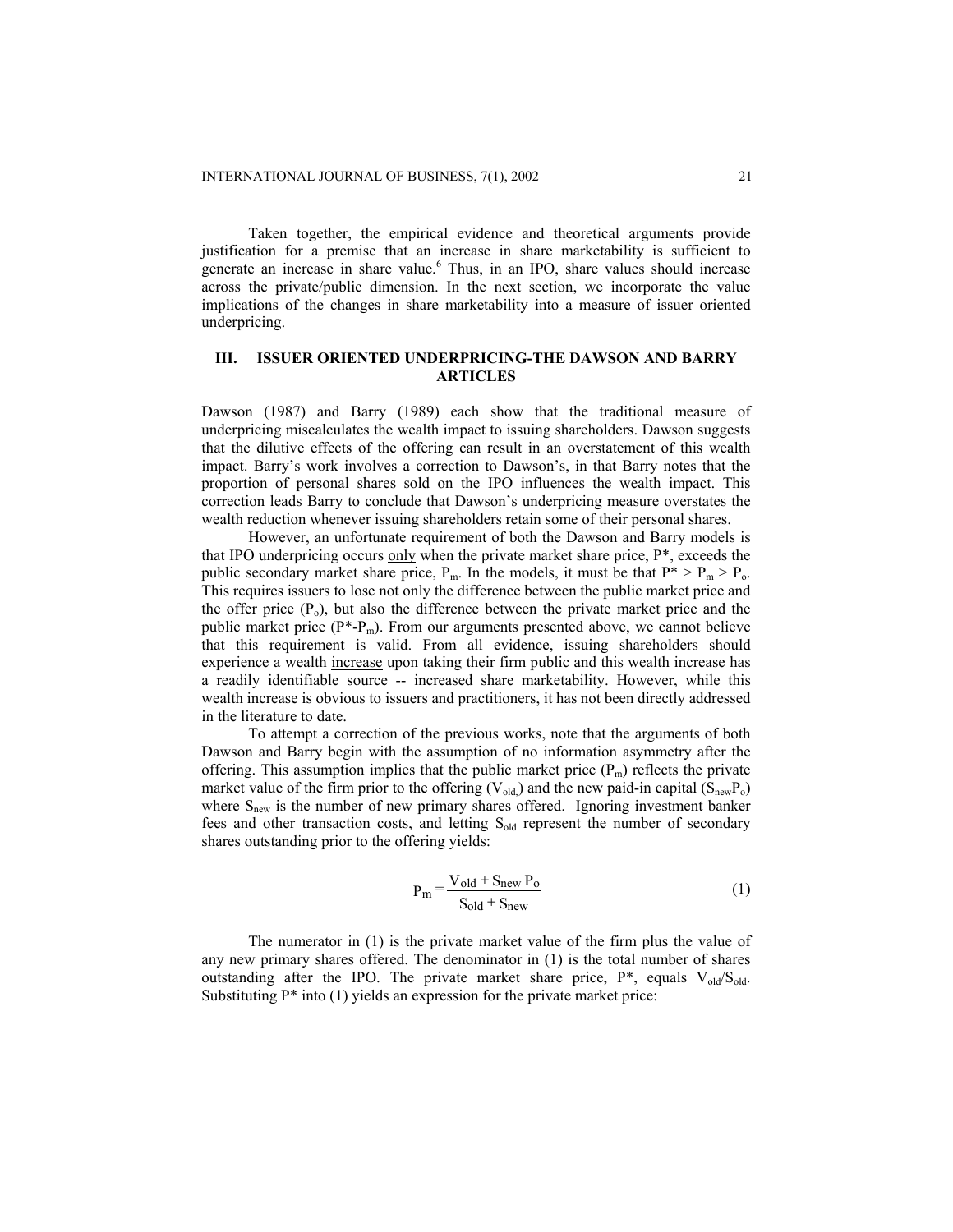Taken together, the empirical evidence and theoretical arguments provide justification for a premise that an increase in share marketability is sufficient to generate an increase in share value.[6] Thus, in an IPO, share values should increase across the private/public dimension. In the next section, we incorporate the value implications of the changes in share marketability into a measure of issuer oriented underpricing.

## III. ISSUER ORIENTED UNDERPRICING-THE DAWSON AND BARRY ARTICLES

Dawson (1987) and Barry (1989) each show that the traditional measure of underpricing miscalculates the wealth impact to issuing shareholders. Dawson suggests that the dilutive effects of the offering can result in an overstatement of this wealth impact. Barry's work involves a correction to Dawson's, in that Barry notes that the proportion of personal shares sold on the IPO influences the wealth impact. This correction leads Barry to conclude that Dawson's underpricing measure overstates the wealth reduction whenever issuing shareholders retain some of their personal shares.

However, an unfortunate requirement of both the Dawson and Barry models is that IPO underpricing occurs <u>only</u> when the private market share price, $P^*$, exceeds the public secondary market share price, $P_m$. In the models, it must be that $P^* > P_m > P_o$. This requires issuers to lose not only the difference between the public market price and the offer price ($P_o$), but also the difference between the private market price and the public market price ($P^*$-$P_m$). From our arguments presented above, we cannot believe that this requirement is valid. From all evidence, issuing shareholders should experience a wealth <u>increase</u> upon taking their firm public and this wealth increase has a readily identifiable source -- increased share marketability. However, while this wealth increase is obvious to issuers and practitioners, it has not been directly addressed in the literature to date.

To attempt a correction of the previous works, note that the arguments of both Dawson and Barry begin with the assumption of no information asymmetry after the offering. This assumption implies that the public market price ($P_m$) reflects the private market value of the firm prior to the offering ($V_{old}$) and the new paid-in capital ($S_{new}P_o$) where $S_{new}$ is the number of new primary shares offered. Ignoring investment banker fees and other transaction costs, and letting $S_{old}$ represent the number of secondary shares outstanding prior to the offering yields:

$$P_m = \frac{V_{old} + S_{new}\, P_o}{S_{old} + S_{new}} \tag{1}$$

The numerator in (1) is the private market value of the firm plus the value of any new primary shares offered. The denominator in (1) is the total number of shares outstanding after the IPO. The private market share price, $P^*$, equals $V_{old}/S_{old}$. Substituting $P^*$ into (1) yields an expression for the private market price: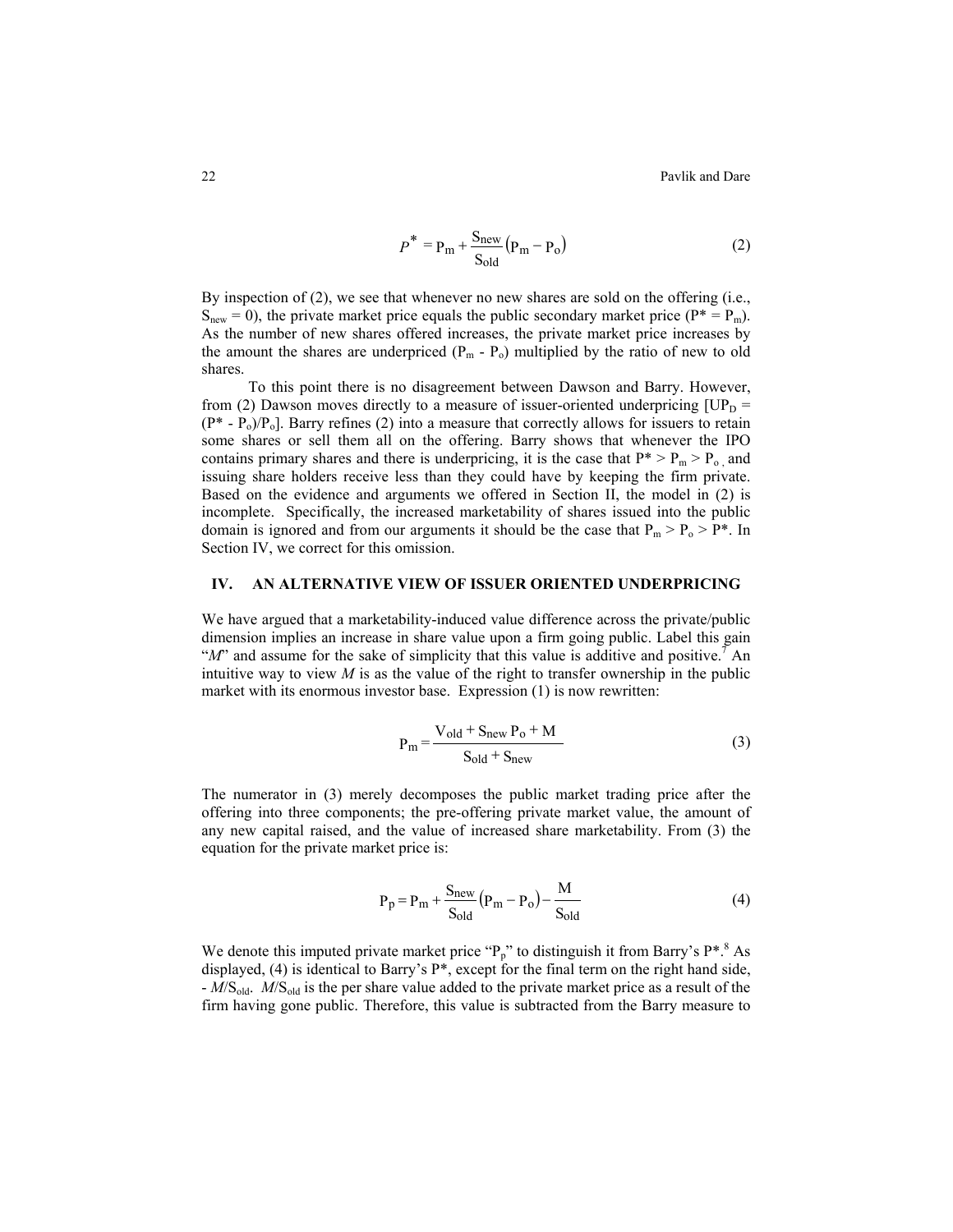$$P^* = P_m + \frac{S_{new}}{S_{old}}(P_m - P_o) \tag{2}$$

By inspection of (2), we see that whenever no new shares are sold on the offering (i.e., $S_{new} = 0$), the private market price equals the public secondary market price ($P^* = P_m$). As the number of new shares offered increases, the private market price increases by the amount the shares are underpriced ($P_m$ - $P_o$) multiplied by the ratio of new to old shares.

To this point there is no disagreement between Dawson and Barry. However, from (2) Dawson moves directly to a measure of issuer-oriented underpricing [$UP_D = (P^* - P_o)/P_o$]. Barry refines (2) into a measure that correctly allows for issuers to retain some shares or sell them all on the offering. Barry shows that whenever the IPO contains primary shares and there is underpricing, it is the case that $P^* > P_m > P_o$, and issuing share holders receive less than they could have by keeping the firm private. Based on the evidence and arguments we offered in Section II, the model in (2) is incomplete. Specifically, the increased marketability of shares issued into the public domain is ignored and from our arguments it should be the case that $P_m > P_o > P^*$. In Section IV, we correct for this omission.

## IV. AN ALTERNATIVE VIEW OF ISSUER ORIENTED UNDERPRICING

We have argued that a marketability-induced value difference across the private/public dimension implies an increase in share value upon a firm going public. Label this gain "*M*" and assume for the sake of simplicity that this value is additive and positive.[7] An intuitive way to view *M* is as the value of the right to transfer ownership in the public market with its enormous investor base. Expression (1) is now rewritten:

$$P_m = \frac{V_{old} + S_{new}\,P_o + M}{S_{old} + S_{new}} \tag{3}$$

The numerator in (3) merely decomposes the public market trading price after the offering into three components; the pre-offering private market value, the amount of any new capital raised, and the value of increased share marketability. From (3) the equation for the private market price is:

$$P_p = P_m + \frac{S_{new}}{S_{old}}(P_m - P_o) - \frac{M}{S_{old}} \tag{4}$$

We denote this imputed private market price "$P_p$" to distinguish it from Barry's $P^*$.[8] As displayed, (4) is identical to Barry's $P^*$, except for the final term on the right hand side, $-M/S_{old}$. $M/S_{old}$ is the per share value added to the private market price as a result of the firm having gone public. Therefore, this value is subtracted from the Barry measure to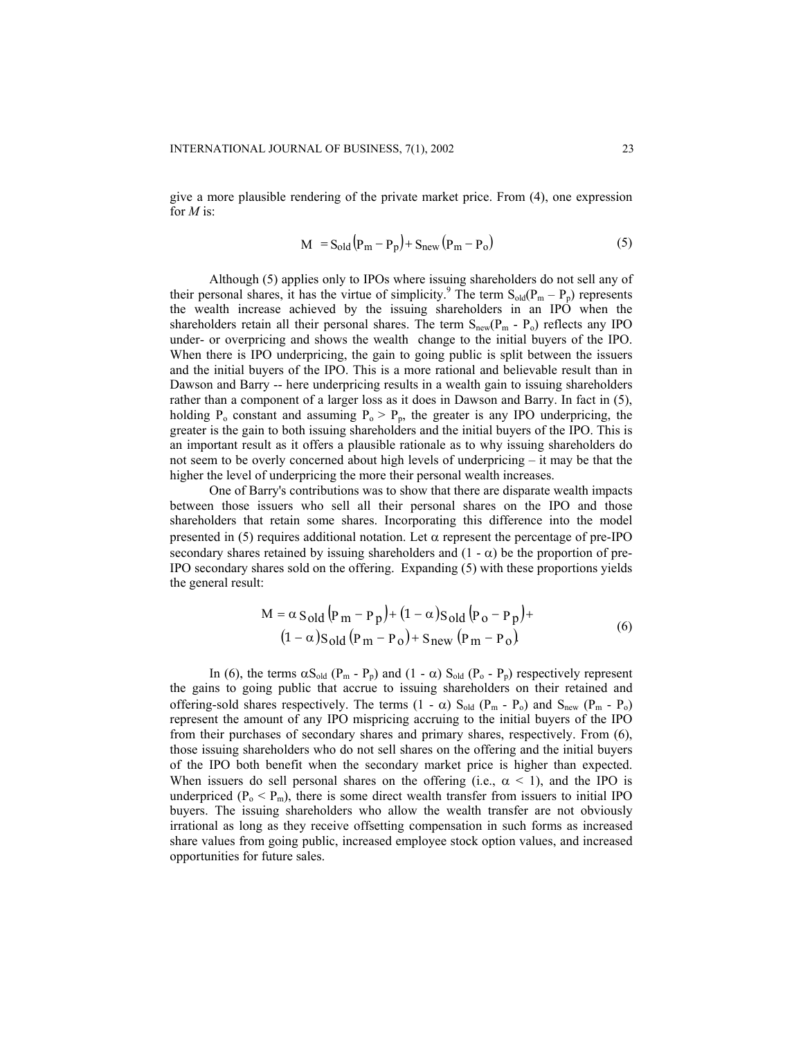give a more plausible rendering of the private market price. From (4), one expression for *M* is:

$$M = S_{old}(P_m - P_p) + S_{new}(P_m - P_o) \tag{5}$$

Although (5) applies only to IPOs where issuing shareholders do not sell any of their personal shares, it has the virtue of simplicity.[9] The term $S_{old}(P_m - P_p)$ represents the wealth increase achieved by the issuing shareholders in an IPO when the shareholders retain all their personal shares. The term $S_{new}(P_m - P_o)$ reflects any IPO under- or overpricing and shows the wealth change to the initial buyers of the IPO. When there is IPO underpricing, the gain to going public is split between the issuers and the initial buyers of the IPO. This is a more rational and believable result than in Dawson and Barry -- here underpricing results in a wealth gain to issuing shareholders rather than a component of a larger loss as it does in Dawson and Barry. In fact in (5), holding $P_o$ constant and assuming $P_o > P_p$, the greater is any IPO underpricing, the greater is the gain to both issuing shareholders and the initial buyers of the IPO. This is an important result as it offers a plausible rationale as to why issuing shareholders do not seem to be overly concerned about high levels of underpricing – it may be that the higher the level of underpricing the more their personal wealth increases.

One of Barry's contributions was to show that there are disparate wealth impacts between those issuers who sell all their personal shares on the IPO and those shareholders that retain some shares. Incorporating this difference into the model presented in (5) requires additional notation. Let $\alpha$ represent the percentage of pre-IPO secondary shares retained by issuing shareholders and $(1 - \alpha)$ be the proportion of pre-IPO secondary shares sold on the offering. Expanding (5) with these proportions yields the general result:

$$\begin{aligned} M = \alpha S_{old}(P_m - P_p) + (1-\alpha)S_{old}(P_o - P_p) + \\ (1-\alpha)S_{old}(P_m - P_o) + S_{new}(P_m - P_o). \end{aligned} \tag{6}$$

In (6), the terms $\alpha S_{old}(P_m - P_p)$ and $(1 - \alpha) S_{old}(P_o - P_p)$ respectively represent the gains to going public that accrue to issuing shareholders on their retained and offering-sold shares respectively. The terms $(1 - \alpha) S_{old}(P_m - P_o)$ and $S_{new}(P_m - P_o)$ represent the amount of any IPO mispricing accruing to the initial buyers of the IPO from their purchases of secondary shares and primary shares, respectively. From (6), those issuing shareholders who do not sell shares on the offering and the initial buyers of the IPO both benefit when the secondary market price is higher than expected. When issuers do sell personal shares on the offering (i.e., $\alpha < 1$), and the IPO is underpriced ($P_o < P_m$), there is some direct wealth transfer from issuers to initial IPO buyers. The issuing shareholders who allow the wealth transfer are not obviously irrational as long as they receive offsetting compensation in such forms as increased share values from going public, increased employee stock option values, and increased opportunities for future sales.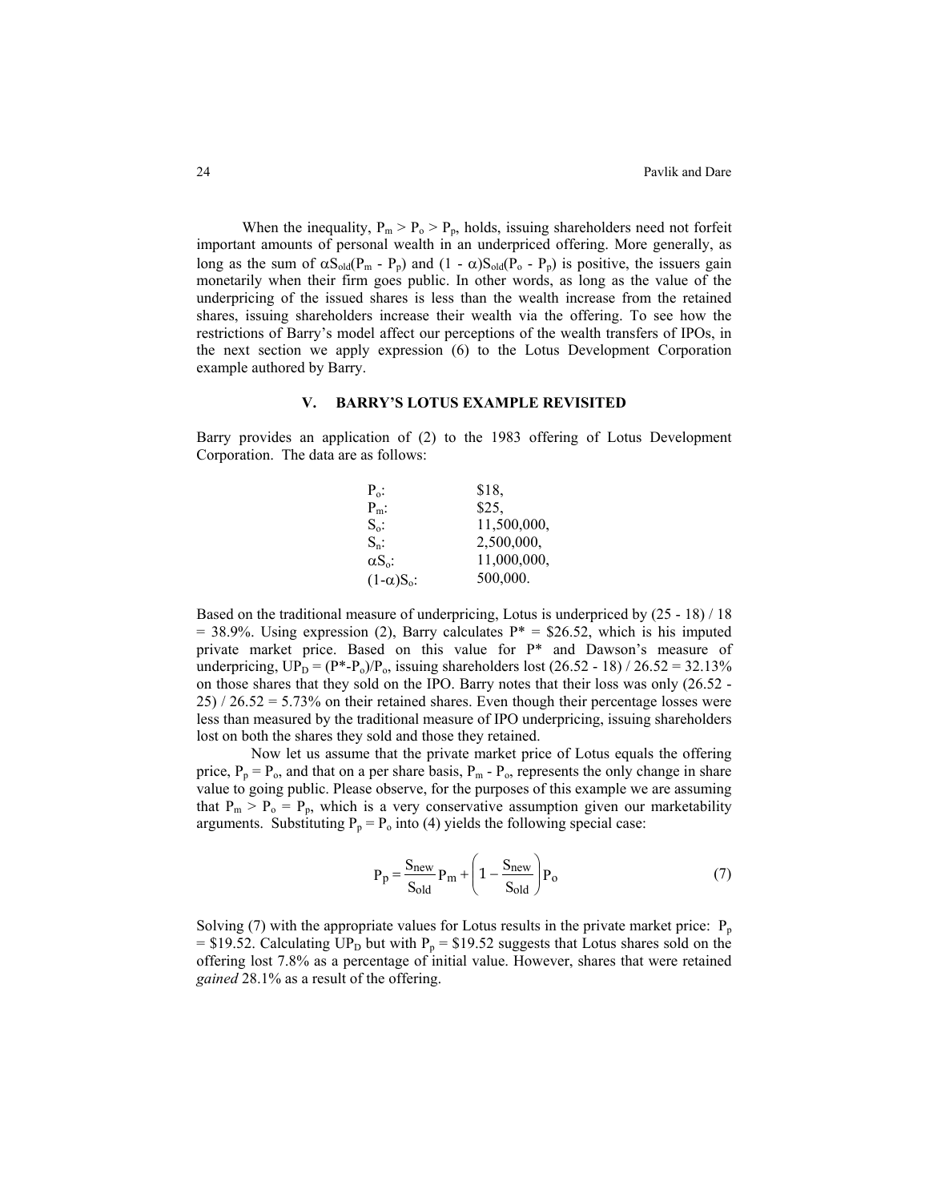When the inequality, $P_m > P_o > P_p$, holds, issuing shareholders need not forfeit important amounts of personal wealth in an underpriced offering. More generally, as long as the sum of $\alpha S_{old}(P_m - P_p)$ and $(1 - \alpha)S_{old}(P_o - P_p)$ is positive, the issuers gain monetarily when their firm goes public. In other words, as long as the value of the underpricing of the issued shares is less than the wealth increase from the retained shares, issuing shareholders increase their wealth via the offering. To see how the restrictions of Barry's model affect our perceptions of the wealth transfers of IPOs, in the next section we apply expression (6) to the Lotus Development Corporation example authored by Barry.

## V. BARRY'S LOTUS EXAMPLE REVISITED

Barry provides an application of (2) to the 1983 offering of Lotus Development Corporation. The data are as follows:

| | |
|---|---|
| $P_o$: | \$18, |
| $P_m$: | \$25, |
| $S_o$: | 11,500,000, |
| $S_n$: | 2,500,000, |
| $\alpha S_o$: | 11,000,000, |
| $(1-\alpha)S_o$: | 500,000. |

Based on the traditional measure of underpricing, Lotus is underpriced by (25 - 18) / 18 = 38.9%. Using expression (2), Barry calculates P* = \$26.52, which is his imputed private market price. Based on this value for P* and Dawson's measure of underpricing, $UP_D = (P^*-P_o)/P_o$, issuing shareholders lost (26.52 - 18) / 26.52 = 32.13% on those shares that they sold on the IPO. Barry notes that their loss was only (26.52 - 25) / 26.52 = 5.73% on their retained shares. Even though their percentage losses were less than measured by the traditional measure of IPO underpricing, issuing shareholders lost on both the shares they sold and those they retained.

Now let us assume that the private market price of Lotus equals the offering price, $P_p = P_o$, and that on a per share basis, $P_m - P_o$, represents the only change in share value to going public. Please observe, for the purposes of this example we are assuming that $P_m > P_o = P_p$, which is a very conservative assumption given our marketability arguments. Substituting $P_p = P_o$ into (4) yields the following special case:

$$P_p = \frac{S_{new}}{S_{old}} P_m + \left(1 - \frac{S_{new}}{S_{old}}\right) P_o \tag{7}$$

Solving (7) with the appropriate values for Lotus results in the private market price: $P_p$ = \$19.52. Calculating $UP_D$ but with $P_p$ = \$19.52 suggests that Lotus shares sold on the offering lost 7.8% as a percentage of initial value. However, shares that were retained *gained* 28.1% as a result of the offering.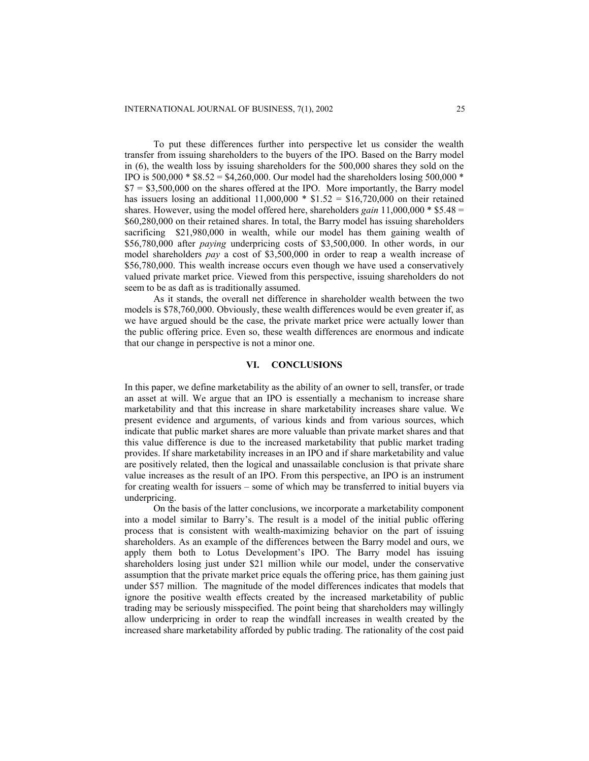To put these differences further into perspective let us consider the wealth transfer from issuing shareholders to the buyers of the IPO. Based on the Barry model in (6), the wealth loss by issuing shareholders for the 500,000 shares they sold on the IPO is 500,000 * \$8.52 = \$4,260,000. Our model had the shareholders losing 500,000 * \$7 = \$3,500,000 on the shares offered at the IPO. More importantly, the Barry model has issuers losing an additional 11,000,000 * \$1.52 = \$16,720,000 on their retained shares. However, using the model offered here, shareholders *gain* 11,000,000 * \$5.48 = \$60,280,000 on their retained shares. In total, the Barry model has issuing shareholders sacrificing \$21,980,000 in wealth, while our model has them gaining wealth of \$56,780,000 after *paying* underpricing costs of \$3,500,000. In other words, in our model shareholders *pay* a cost of \$3,500,000 in order to reap a wealth increase of \$56,780,000. This wealth increase occurs even though we have used a conservatively valued private market price. Viewed from this perspective, issuing shareholders do not seem to be as daft as is traditionally assumed.

As it stands, the overall net difference in shareholder wealth between the two models is \$78,760,000. Obviously, these wealth differences would be even greater if, as we have argued should be the case, the private market price were actually lower than the public offering price. Even so, these wealth differences are enormous and indicate that our change in perspective is not a minor one.

## VI. CONCLUSIONS

In this paper, we define marketability as the ability of an owner to sell, transfer, or trade an asset at will. We argue that an IPO is essentially a mechanism to increase share marketability and that this increase in share marketability increases share value. We present evidence and arguments, of various kinds and from various sources, which indicate that public market shares are more valuable than private market shares and that this value difference is due to the increased marketability that public market trading provides. If share marketability increases in an IPO and if share marketability and value are positively related, then the logical and unassailable conclusion is that private share value increases as the result of an IPO. From this perspective, an IPO is an instrument for creating wealth for issuers – some of which may be transferred to initial buyers via underpricing.

On the basis of the latter conclusions, we incorporate a marketability component into a model similar to Barry's. The result is a model of the initial public offering process that is consistent with wealth-maximizing behavior on the part of issuing shareholders. As an example of the differences between the Barry model and ours, we apply them both to Lotus Development's IPO. The Barry model has issuing shareholders losing just under \$21 million while our model, under the conservative assumption that the private market price equals the offering price, has them gaining just under \$57 million. The magnitude of the model differences indicates that models that ignore the positive wealth effects created by the increased marketability of public trading may be seriously misspecified. The point being that shareholders may willingly allow underpricing in order to reap the windfall increases in wealth created by the increased share marketability afforded by public trading. The rationality of the cost paid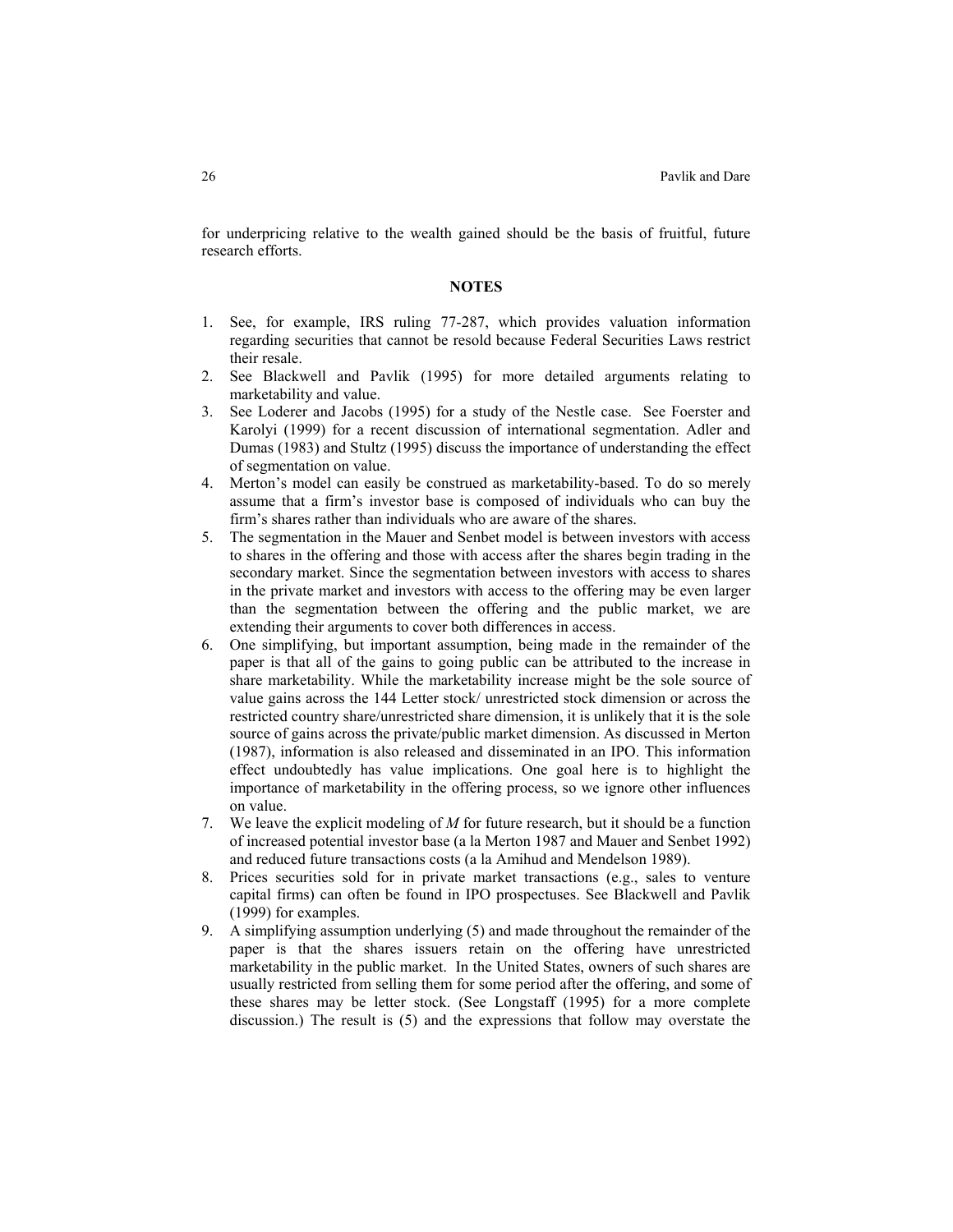for underpricing relative to the wealth gained should be the basis of fruitful, future research efforts.

## NOTES

1. See, for example, IRS ruling 77-287, which provides valuation information regarding securities that cannot be resold because Federal Securities Laws restrict their resale.
2. See Blackwell and Pavlik (1995) for more detailed arguments relating to marketability and value.
3. See Loderer and Jacobs (1995) for a study of the Nestle case. See Foerster and Karolyi (1999) for a recent discussion of international segmentation. Adler and Dumas (1983) and Stultz (1995) discuss the importance of understanding the effect of segmentation on value.
4. Merton's model can easily be construed as marketability-based. To do so merely assume that a firm's investor base is composed of individuals who can buy the firm's shares rather than individuals who are aware of the shares.
5. The segmentation in the Mauer and Senbet model is between investors with access to shares in the offering and those with access after the shares begin trading in the secondary market. Since the segmentation between investors with access to shares in the private market and investors with access to the offering may be even larger than the segmentation between the offering and the public market, we are extending their arguments to cover both differences in access.
6. One simplifying, but important assumption, being made in the remainder of the paper is that all of the gains to going public can be attributed to the increase in share marketability. While the marketability increase might be the sole source of value gains across the 144 Letter stock/ unrestricted stock dimension or across the restricted country share/unrestricted share dimension, it is unlikely that it is the sole source of gains across the private/public market dimension. As discussed in Merton (1987), information is also released and disseminated in an IPO. This information effect undoubtedly has value implications. One goal here is to highlight the importance of marketability in the offering process, so we ignore other influences on value.
7. We leave the explicit modeling of $M$ for future research, but it should be a function of increased potential investor base (a la Merton 1987 and Mauer and Senbet 1992) and reduced future transactions costs (a la Amihud and Mendelson 1989).
8. Prices securities sold for in private market transactions (e.g., sales to venture capital firms) can often be found in IPO prospectuses. See Blackwell and Pavlik (1999) for examples.
9. A simplifying assumption underlying (5) and made throughout the remainder of the paper is that the shares issuers retain on the offering have unrestricted marketability in the public market. In the United States, owners of such shares are usually restricted from selling them for some period after the offering, and some of these shares may be letter stock. (See Longstaff (1995) for a more complete discussion.) The result is (5) and the expressions that follow may overstate the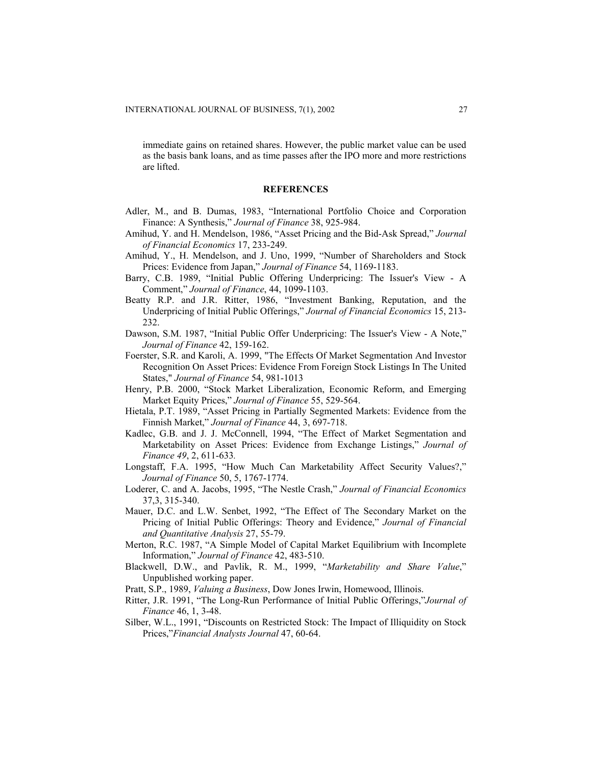immediate gains on retained shares. However, the public market value can be used as the basis bank loans, and as time passes after the IPO more and more restrictions are lifted.

## REFERENCES

Adler, M., and B. Dumas, 1983, "International Portfolio Choice and Corporation Finance: A Synthesis," *Journal of Finance* 38, 925-984.

Amihud, Y. and H. Mendelson, 1986, "Asset Pricing and the Bid-Ask Spread," *Journal of Financial Economics* 17, 233-249.

Amihud, Y., H. Mendelson, and J. Uno, 1999, "Number of Shareholders and Stock Prices: Evidence from Japan," *Journal of Finance* 54, 1169-1183.

Barry, C.B. 1989, "Initial Public Offering Underpricing: The Issuer's View - A Comment," *Journal of Finance*, 44, 1099-1103.

Beatty R.P. and J.R. Ritter, 1986, "Investment Banking, Reputation, and the Underpricing of Initial Public Offerings," *Journal of Financial Economics* 15, 213-232.

Dawson, S.M. 1987, "Initial Public Offer Underpricing: The Issuer's View - A Note," *Journal of Finance* 42, 159-162.

Foerster, S.R. and Karoli, A. 1999, "The Effects Of Market Segmentation And Investor Recognition On Asset Prices: Evidence From Foreign Stock Listings In The United States," *Journal of Finance* 54, 981-1013

Henry, P.B. 2000, "Stock Market Liberalization, Economic Reform, and Emerging Market Equity Prices," *Journal of Finance* 55, 529-564.

Hietala, P.T. 1989, "Asset Pricing in Partially Segmented Markets: Evidence from the Finnish Market," *Journal of Finance* 44, 3, 697-718.

Kadlec, G.B. and J. J. McConnell, 1994, "The Effect of Market Segmentation and Marketability on Asset Prices: Evidence from Exchange Listings," *Journal of Finance 49*, 2, 611-633*.*

Longstaff, F.A. 1995, "How Much Can Marketability Affect Security Values?," *Journal of Finance* 50, 5, 1767-1774.

Loderer, C. and A. Jacobs, 1995, "The Nestle Crash," *Journal of Financial Economics* 37,3, 315-340.

Mauer, D.C. and L.W. Senbet, 1992, "The Effect of The Secondary Market on the Pricing of Initial Public Offerings: Theory and Evidence," *Journal of Financial and Quantitative Analysis* 27, 55-79.

Merton, R.C. 1987, "A Simple Model of Capital Market Equilibrium with Incomplete Information," *Journal of Finance* 42, 483-510.

Blackwell, D.W., and Pavlik, R. M., 1999, "*Marketability and Share Value*," Unpublished working paper.

Pratt, S.P., 1989, *Valuing a Business*, Dow Jones Irwin, Homewood, Illinois.

Ritter, J.R. 1991, "The Long-Run Performance of Initial Public Offerings,"*Journal of Finance* 46, 1, 3-48.

Silber, W.L., 1991, "Discounts on Restricted Stock: The Impact of Illiquidity on Stock Prices,"*Financial Analysts Journal* 47, 60-64.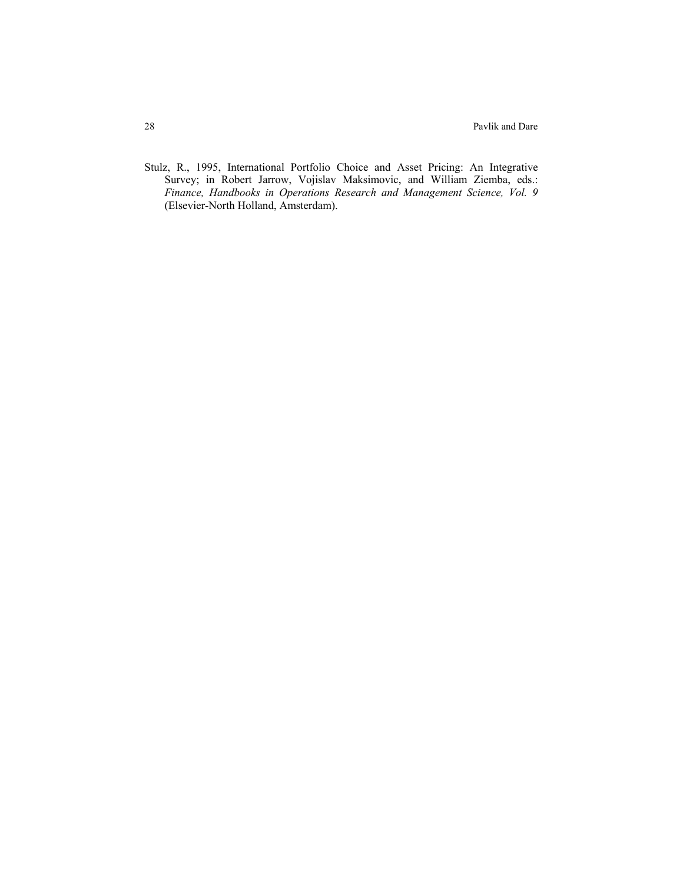Stulz, R., 1995, International Portfolio Choice and Asset Pricing: An Integrative Survey; in Robert Jarrow, Vojislav Maksimovic, and William Ziemba, eds.: *Finance, Handbooks in Operations Research and Management Science, Vol. 9* (Elsevier-North Holland, Amsterdam).